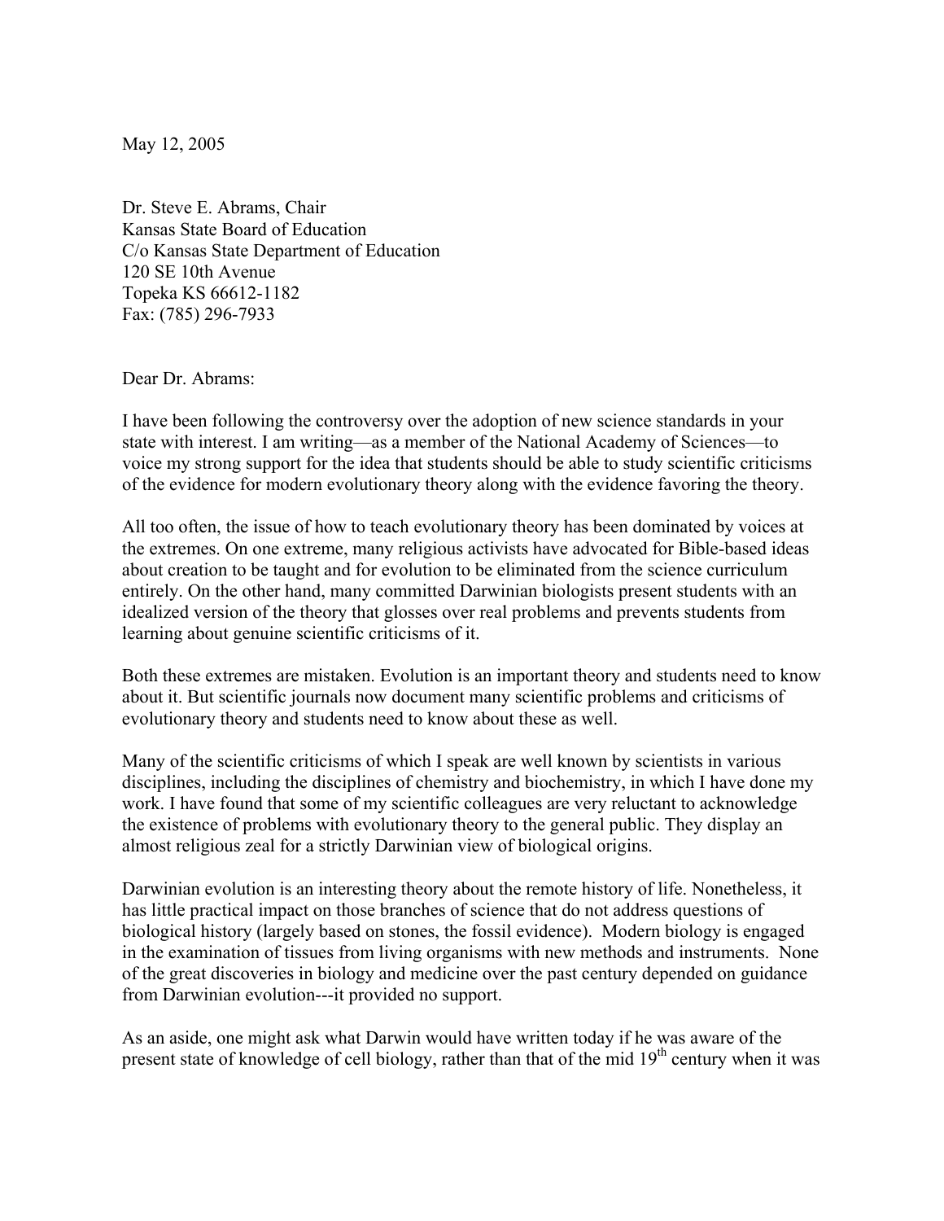May 12, 2005

Dr. Steve E. Abrams, Chair
Kansas State Board of Education
C/o Kansas State Department of Education
120 SE 10th Avenue
Topeka KS 66612-1182
Fax: (785) 296-7933

Dear Dr. Abrams:

I have been following the controversy over the adoption of new science standards in your state with interest. I am writing—as a member of the National Academy of Sciences—to voice my strong support for the idea that students should be able to study scientific criticisms of the evidence for modern evolutionary theory along with the evidence favoring the theory.

All too often, the issue of how to teach evolutionary theory has been dominated by voices at the extremes. On one extreme, many religious activists have advocated for Bible-based ideas about creation to be taught and for evolution to be eliminated from the science curriculum entirely. On the other hand, many committed Darwinian biologists present students with an idealized version of the theory that glosses over real problems and prevents students from learning about genuine scientific criticisms of it.

Both these extremes are mistaken. Evolution is an important theory and students need to know about it. But scientific journals now document many scientific problems and criticisms of evolutionary theory and students need to know about these as well.

Many of the scientific criticisms of which I speak are well known by scientists in various disciplines, including the disciplines of chemistry and biochemistry, in which I have done my work. I have found that some of my scientific colleagues are very reluctant to acknowledge the existence of problems with evolutionary theory to the general public. They display an almost religious zeal for a strictly Darwinian view of biological origins.

Darwinian evolution is an interesting theory about the remote history of life. Nonetheless, it has little practical impact on those branches of science that do not address questions of biological history (largely based on stones, the fossil evidence). Modern biology is engaged in the examination of tissues from living organisms with new methods and instruments. None of the great discoveries in biology and medicine over the past century depended on guidance from Darwinian evolution---it provided no support.

As an aside, one might ask what Darwin would have written today if he was aware of the present state of knowledge of cell biology, rather than that of the mid 19th century when it was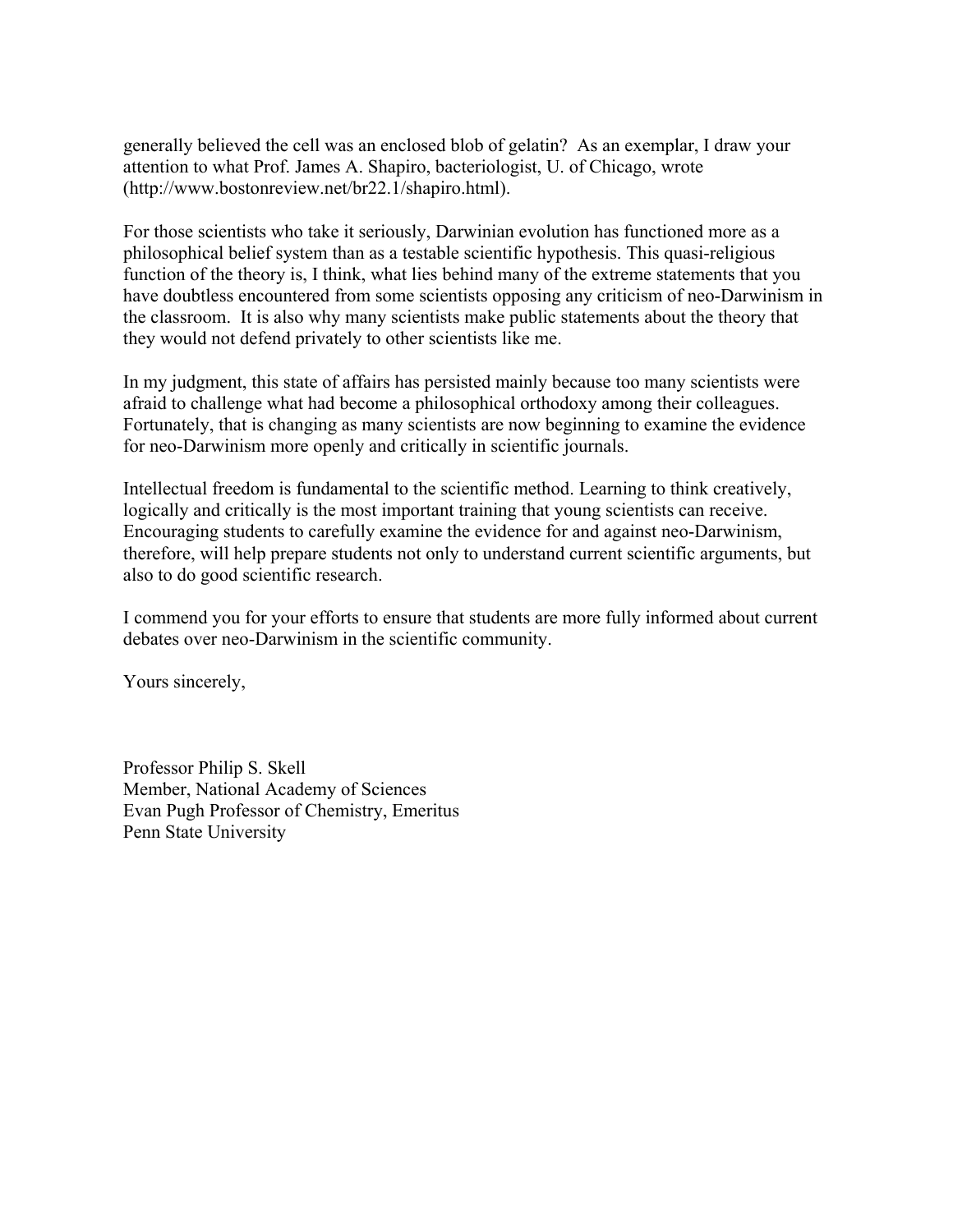generally believed the cell was an enclosed blob of gelatin? As an exemplar, I draw your attention to what Prof. James A. Shapiro, bacteriologist, U. of Chicago, wrote (http://www.bostonreview.net/br22.1/shapiro.html).

For those scientists who take it seriously, Darwinian evolution has functioned more as a philosophical belief system than as a testable scientific hypothesis. This quasi-religious function of the theory is, I think, what lies behind many of the extreme statements that you have doubtless encountered from some scientists opposing any criticism of neo-Darwinism in the classroom. It is also why many scientists make public statements about the theory that they would not defend privately to other scientists like me.

In my judgment, this state of affairs has persisted mainly because too many scientists were afraid to challenge what had become a philosophical orthodoxy among their colleagues. Fortunately, that is changing as many scientists are now beginning to examine the evidence for neo-Darwinism more openly and critically in scientific journals.

Intellectual freedom is fundamental to the scientific method. Learning to think creatively, logically and critically is the most important training that young scientists can receive. Encouraging students to carefully examine the evidence for and against neo-Darwinism, therefore, will help prepare students not only to understand current scientific arguments, but also to do good scientific research.

I commend you for your efforts to ensure that students are more fully informed about current debates over neo-Darwinism in the scientific community.

Yours sincerely,

Professor Philip S. Skell
Member, National Academy of Sciences
Evan Pugh Professor of Chemistry, Emeritus
Penn State University